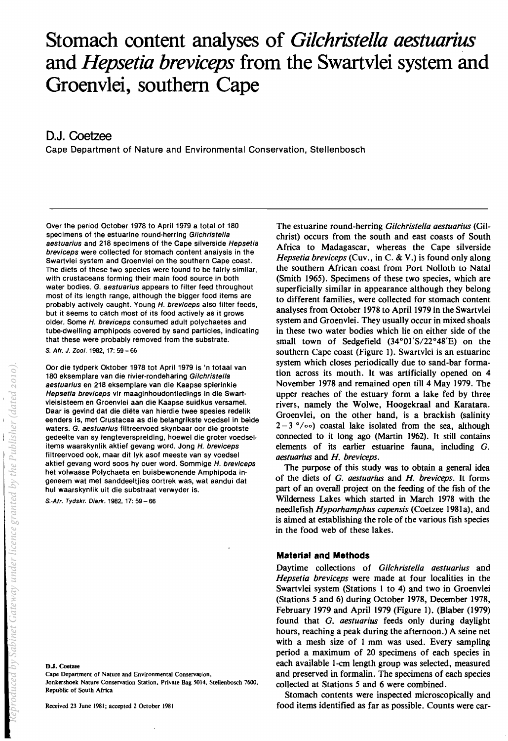# Stomach content analyses of *Gilchristella aestuarius* and *Hepsetia breviceps* from the Swartvlei system and Groenvlei, southern Cape

## D.J. Coetzee

Cape Department of Nature and Environmental Conservation, Stellenbosch

Over the period October 1978 to April 1979 a total of 180 specimens of the estuarine round-herring *Gilchristella aestuarius* and 218 specimens of the Cape silverside *Hepsetia breviceps* were collected for stomach content analysis in the Swartvlei system and Groenvlei on the southern Cape coast. The diets of these two species were found to be fairly similar, with crustaceans forming their main food source in both water bodies. *G. aestuarius* appears to filter feed throughout most of its length range, although the bigger food items are probably actively caught. Young *H. breviceps* also filter feeds, but it seems to catch most of its food actively as it grows older. Some *H. breviceps* consumed adult polychaetes and tube-dwelling amphipods covered by sand particles, indicating that these were probably removed from the substrate.

*S. Afr. J. Zool.* 1982, 17: 59 – 66

Oor die tydperk Oktober 1978 tot April 1979 is 'n totaal van 180 eksemplare van die rivier-rondeharing *Gilchristella aestuarius* en 218 eksemplare van die Kaapse spierinkie *Hepsetia breviceps* vir maaginhoudontledings in die Swartvleisisteem en Groenvlei aan die Kaapse suidkus versamel. Daar is gevind dat die diëte van hierdie twee spesies redelik eenders is, met Crustacea as die belangrikste voedsel in beide waters. *G. aestuarius* filtreervoed skynbaar oor die grootste gedeelte van sy lengteverspreiding, hoewel die groter voedselitems waarskynlik aktief gevang word. Jong *H. breviceps* filtreervoed ook, maar dit lyk asof meeste van sy voedsel aktief gevang word soos hy ouer word. Sommige *H. breviceps* het volwasse Polychaeta en buisbewonende Amphipoda ingeneem wat met sanddeeltjies oortrek was, wat aandui dat hul waarskynlik uit die substraat verwyder is.

*S.-Afr. Tydskr. Dierk.* 1982, 17: 59 – 66

**D.J. Coetzee**
Cape Department of Nature and Environmental Conservation,
Jonkershoek Nature Conservation Station, Private Bag 5014, Stellenbosch 7600,
Republic of South Africa

Received 23 June 1981; accepted 2 October 1981

The estuarine round-herring *Gilchristella aestuarius* (Gilchrist) occurs from the south and east coasts of South Africa to Madagascar, whereas the Cape silverside *Hepsetia breviceps* (Cuv., in C. & V.) is found only along the southern African coast from Port Nolloth to Natal (Smith 1965). Specimens of these two species, which are superficially similar in appearance although they belong to different families, were collected for stomach content analyses from October 1978 to April 1979 in the Swartvlei system and Groenvlei. They usually occur in mixed shoals in these two water bodies which lie on either side of the small town of Sedgefield (34°01′S/22°48′E) on the southern Cape coast (Figure 1). Swartvlei is an estuarine system which closes periodically due to sand-bar formation across its mouth. It was artificially opened on 4 November 1978 and remained open till 4 May 1979. The upper reaches of the estuary form a lake fed by three rivers, namely the Wolwe, Hoogekraal and Karatara. Groenvlei, on the other hand, is a brackish (salinity 2 – 3 °/∞) coastal lake isolated from the sea, although connected to it long ago (Martin 1962). It still contains elements of its earlier estuarine fauna, including *G. aestuarius* and *H. breviceps*.

The purpose of this study was to obtain a general idea of the diets of *G. aestuarius* and *H. breviceps*. It forms part of an overall project on the feeding of the fish of the Wilderness Lakes which started in March 1978 with the needlefish *Hyporhamphus capensis* (Coetzee 1981a), and is aimed at establishing the role of the various fish species in the food web of these lakes.

### Material and Methods

Daytime collections of *Gilchristella aestuarius* and *Hepsetia breviceps* were made at four localities in the Swartvlei system (Stations 1 to 4) and two in Groenvlei (Stations 5 and 6) during October 1978, December 1978, February 1979 and April 1979 (Figure 1). (Blaber (1979) found that *G. aestuarius* feeds only during daylight hours, reaching a peak during the afternoon.) A seine net with a mesh size of 1 mm was used. Every sampling period a maximum of 20 specimens of each species in each available 1-cm length group was selected, measured and preserved in formalin. The specimens of each species collected at Stations 5 and 6 were combined.

Stomach contents were inspected microscopically and food items identified as far as possible. Counts were car-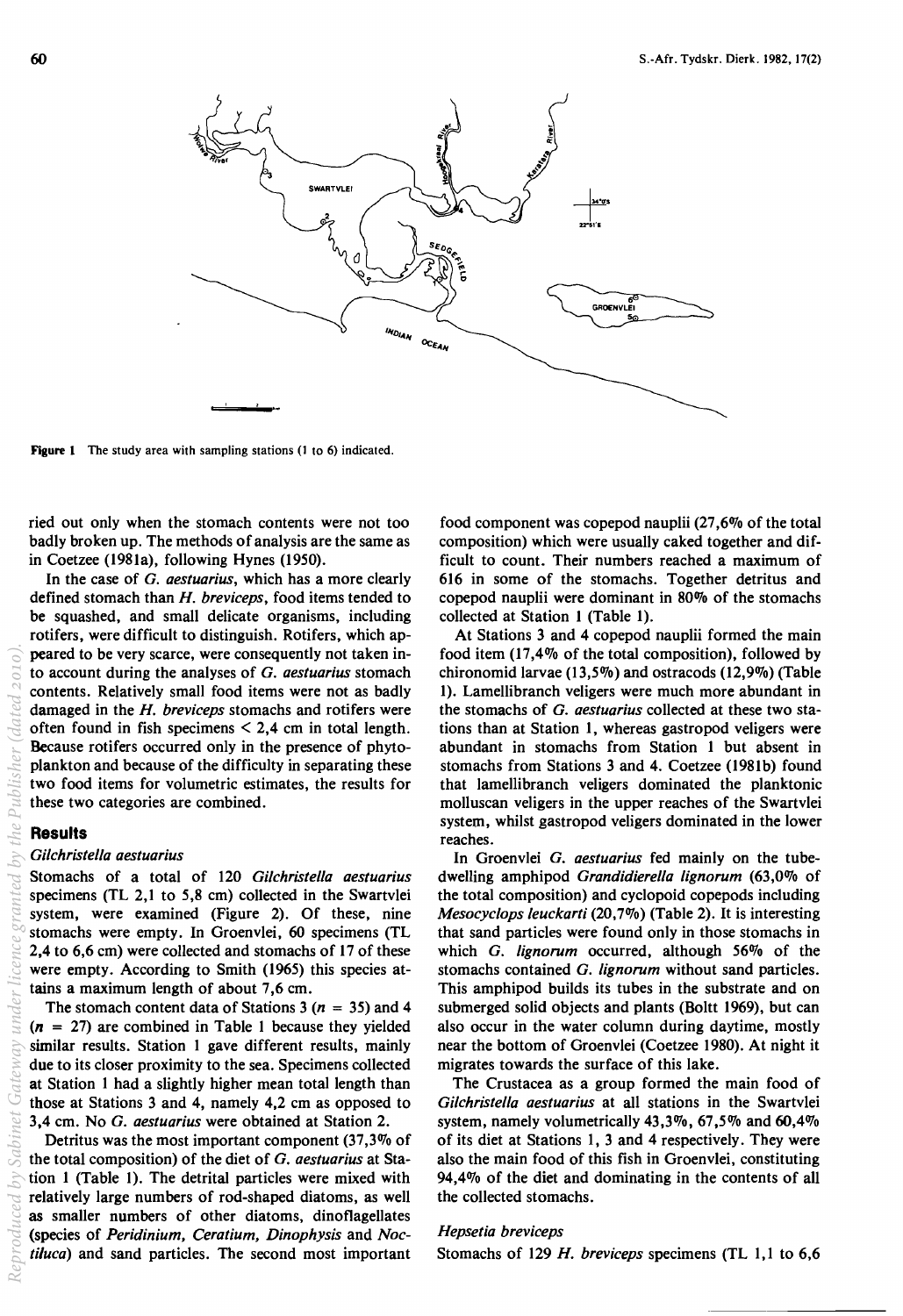**Figure 1** The study area with sampling stations (1 to 6) indicated.

ried out only when the stomach contents were not too badly broken up. The methods of analysis are the same as in Coetzee (1981a), following Hynes (1950).

In the case of *G. aestuarius*, which has a more clearly defined stomach than *H. breviceps*, food items tended to be squashed, and small delicate organisms, including rotifers, were difficult to distinguish. Rotifers, which appeared to be very scarce, were consequently not taken into account during the analyses of *G. aestuarius* stomach contents. Relatively small food items were not as badly damaged in the *H. breviceps* stomachs and rotifers were often found in fish specimens < 2,4 cm in total length. Because rotifers occurred only in the presence of phytoplankton and because of the difficulty in separating these two food items for volumetric estimates, the results for these two categories are combined.

## Results

### *Gilchristella aestuarius*

Stomachs of a total of 120 *Gilchristella aestuarius* specimens (TL 2,1 to 5,8 cm) collected in the Swartvlei system, were examined (Figure 2). Of these, nine stomachs were empty. In Groenvlei, 60 specimens (TL 2,4 to 6,6 cm) were collected and stomachs of 17 of these were empty. According to Smith (1965) this species attains a maximum length of about 7,6 cm.

The stomach content data of Stations 3 ($n$ = 35) and 4 ($n$ = 27) are combined in Table 1 because they yielded similar results. Station 1 gave different results, mainly due to its closer proximity to the sea. Specimens collected at Station 1 had a slightly higher mean total length than those at Stations 3 and 4, namely 4,2 cm as opposed to 3,4 cm. No *G. aestuarius* were obtained at Station 2.

Detritus was the most important component (37,3% of the total composition) of the diet of *G. aestuarius* at Station 1 (Table 1). The detrital particles were mixed with relatively large numbers of rod-shaped diatoms, as well as smaller numbers of other diatoms, dinoflagellates (species of *Peridinium*, *Ceratium*, *Dinophysis* and *Noctiluca*) and sand particles. The second most important food component was copepod nauplii (27,6% of the total composition) which were usually caked together and difficult to count. Their numbers reached a maximum of 616 in some of the stomachs. Together detritus and copepod nauplii were dominant in 80% of the stomachs collected at Station 1 (Table 1).

At Stations 3 and 4 copepod nauplii formed the main food item (17,4% of the total composition), followed by chironomid larvae (13,5%) and ostracods (12,9%) (Table 1). Lamellibranch veligers were much more abundant in the stomachs of *G. aestuarius* collected at these two stations than at Station 1, whereas gastropod veligers were abundant in stomachs from Station 1 but absent in stomachs from Stations 3 and 4. Coetzee (1981b) found that lamellibranch veligers dominated the planktonic molluscan veligers in the upper reaches of the Swartvlei system, whilst gastropod veligers dominated in the lower reaches.

In Groenvlei *G. aestuarius* fed mainly on the tube-dwelling amphipod *Grandidierella lignorum* (63,0% of the total composition) and cyclopoid copepods including *Mesocyclops leuckarti* (20,7%) (Table 2). It is interesting that sand particles were found only in those stomachs in which *G. lignorum* occurred, although 56% of the stomachs contained *G. lignorum* without sand particles. This amphipod builds its tubes in the substrate and on submerged solid objects and plants (Boltt 1969), but can also occur in the water column during daytime, mostly near the bottom of Groenvlei (Coetzee 1980). At night it migrates towards the surface of this lake.

The Crustacea as a group formed the main food of *Gilchristella aestuarius* at all stations in the Swartvlei system, namely volumetrically 43,3%, 67,5% and 60,4% of its diet at Stations 1, 3 and 4 respectively. They were also the main food of this fish in Groenvlei, constituting 94,4% of the diet and dominating in the contents of all the collected stomachs.

### *Hepsetia breviceps*

Stomachs of 129 *H. breviceps* specimens (TL 1,1 to 6,6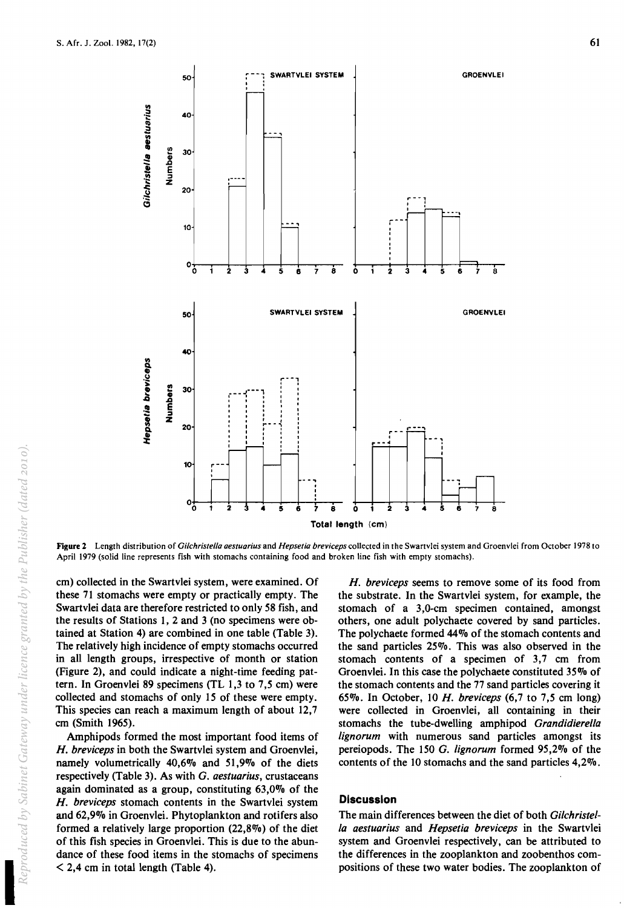Figure 2 Length distribution of *Gilchristella aestuarius* and *Hepsetia breviceps* collected in the Swartvlei system and Groenvlei from October 1978 to April 1979 (solid line represents fish with stomachs containing food and broken line fish with empty stomachs).

cm) collected in the Swartvlei system, were examined. Of these 71 stomachs were empty or practically empty. The Swartvlei data are therefore restricted to only 58 fish, and the results of Stations 1, 2 and 3 (no specimens were obtained at Station 4) are combined in one table (Table 3). The relatively high incidence of empty stomachs occurred in all length groups, irrespective of month or station (Figure 2), and could indicate a night-time feeding pattern. In Groenvlei 89 specimens (TL 1,3 to 7,5 cm) were collected and stomachs of only 15 of these were empty. This species can reach a maximum length of about 12,7 cm (Smith 1965).

Amphipods formed the most important food items of *H. breviceps* in both the Swartvlei system and Groenvlei, namely volumetrically 40,6% and 51,9% of the diets respectively (Table 3). As with *G. aestuarius*, crustaceans again dominated as a group, constituting 63,0% of the *H. breviceps* stomach contents in the Swartvlei system and 62,9% in Groenvlei. Phytoplankton and rotifers also formed a relatively large proportion (22,8%) of the diet of this fish species in Groenvlei. This is due to the abundance of these food items in the stomachs of specimens < 2,4 cm in total length (Table 4).

*H. breviceps* seems to remove some of its food from the substrate. In the Swartvlei system, for example, the stomach of a 3,0-cm specimen contained, amongst others, one adult polychaete covered by sand particles. The polychaete formed 44% of the stomach contents and the sand particles 25%. This was also observed in the stomach contents of a specimen of 3,7 cm from Groenvlei. In this case the polychaete constituted 35% of the stomach contents and the 77 sand particles covering it 65%. In October, 10 *H. breviceps* (6,7 to 7,5 cm long) were collected in Groenvlei, all containing in their stomachs the tube-dwelling amphipod *Grandidierella lignorum* with numerous sand particles amongst its pereiopods. The 150 *G. lignorum* formed 95,2% of the contents of the 10 stomachs and the sand particles 4,2%.

## Discussion

The main differences between the diet of both *Gilchristella aestuarius* and *Hepsetia breviceps* in the Swartvlei system and Groenvlei respectively, can be attributed to the differences in the zooplankton and zoobenthos compositions of these two water bodies. The zooplankton of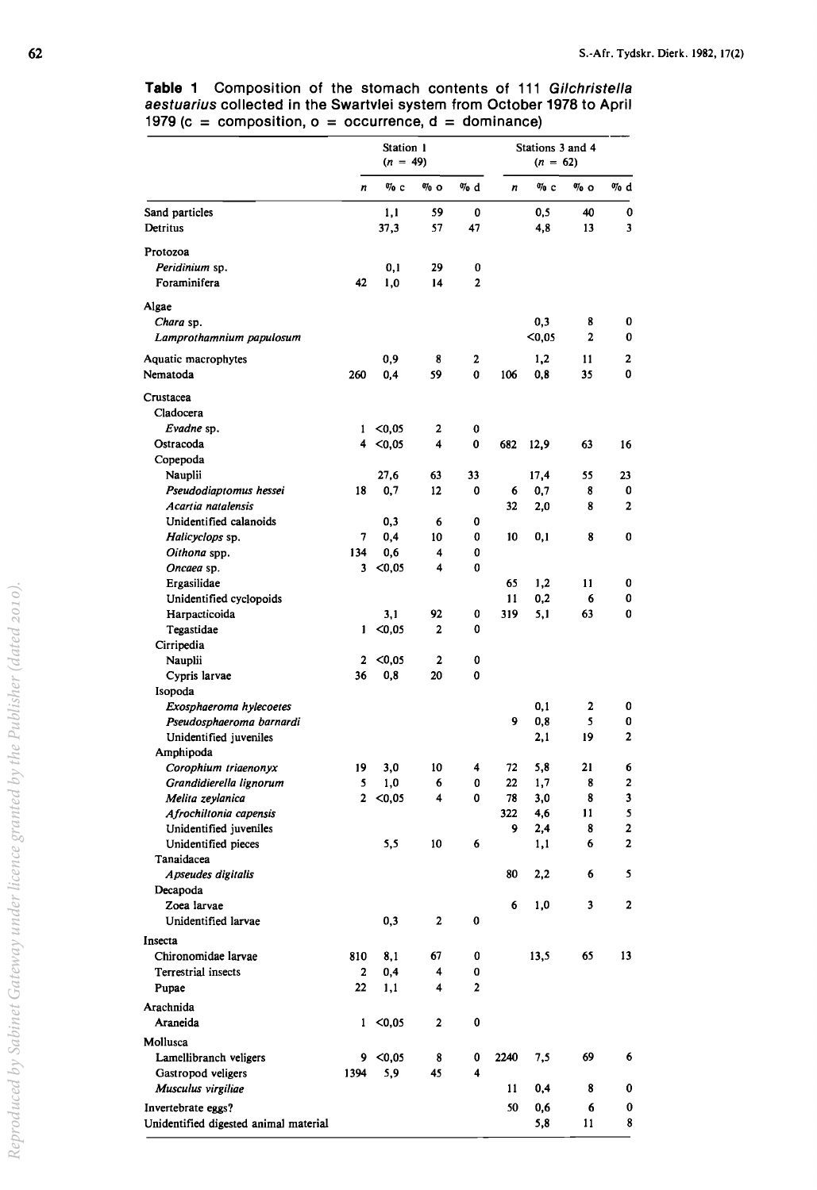**Table 1** Composition of the stomach contents of 111 *Gilchristella aestuarius* collected in the Swartvlei system from October 1978 to April 1979 (c = composition, o = occurrence, d = dominance)

| | Station 1 (n = 49) | | | | Stations 3 and 4 (n = 62) | | | |
|---|---|---|---|---|---|---|---|---|
| | n | % c | % o | % d | n | % c | % o | % d |
| Sand particles | | 1,1 | 59 | 0 | | 0,5 | 40 | 0 |
| Detritus | | 37,3 | 57 | 47 | | 4,8 | 13 | 3 |
| Protozoa | | | | | | | | |
| *Peridinium* sp. | | 0,1 | 29 | 0 | | | | |
| Foraminifera | 42 | 1,0 | 14 | 2 | | | | |
| Algae | | | | | | | | |
| *Chara* sp. | | | | | | 0,3 | 8 | 0 |
| *Lamprothamnium papulosum* | | | | | | <0,05 | 2 | 0 |
| Aquatic macrophytes | | 0,9 | 8 | 2 | | 1,2 | 11 | 2 |
| Nematoda | 260 | 0,4 | 59 | 0 | 106 | 0,8 | 35 | 0 |
| Crustacea | | | | | | | | |
| Cladocera | | | | | | | | |
| *Evadne* sp. | 1 | <0,05 | 2 | 0 | | | | |
| Ostracoda | 4 | <0,05 | 4 | 0 | 682 | 12,9 | 63 | 16 |
| Copepoda | | | | | | | | |
| Nauplii | | 27,6 | 63 | 33 | | 17,4 | 55 | 23 |
| *Pseudodiaptomus hessei* | 18 | 0,7 | 12 | 0 | 6 | 0,7 | 8 | 0 |
| *Acartia natalensis* | | | | | 32 | 2,0 | 8 | 2 |
| Unidentified calanoids | | 0,3 | 6 | 0 | | | | |
| *Halicyclops* sp. | 7 | 0,4 | 10 | 0 | 10 | 0,1 | 8 | 0 |
| *Oithona* spp. | 134 | 0,6 | 4 | 0 | | | | |
| *Oncaea* sp. | 3 | <0,05 | 4 | 0 | | | | |
| Ergasilidae | | | | | 65 | 1,2 | 11 | 0 |
| Unidentified cyclopoids | | | | | 11 | 0,2 | 6 | 0 |
| Harpacticoida | | 3,1 | 92 | 0 | 319 | 5,1 | 63 | 0 |
| Tegastidae | 1 | <0,05 | 2 | 0 | | | | |
| Cirripedia | | | | | | | | |
| Nauplii | 2 | <0,05 | 2 | 0 | | | | |
| Cypris larvae | 36 | 0,8 | 20 | 0 | | | | |
| Isopoda | | | | | | | | |
| *Exosphaeroma hylecoetes* | | | | | | 0,1 | 2 | 0 |
| *Pseudosphaeroma barnardi* | | | | | 9 | 0,8 | 5 | 0 |
| Unidentified juveniles | | | | | | 2,1 | 19 | 2 |
| Amphipoda | | | | | | | | |
| *Corophium triaenonyx* | 19 | 3,0 | 10 | 4 | 72 | 5,8 | 21 | 6 |
| *Grandidierella lignorum* | 5 | 1,0 | 6 | 0 | 22 | 1,7 | 8 | 2 |
| *Melita zeylanica* | 2 | <0,05 | 4 | 0 | 78 | 3,0 | 8 | 3 |
| *Afrochiltonia capensis* | | | | | 322 | 4,6 | 11 | 5 |
| Unidentified juveniles | | | | | 9 | 2,4 | 8 | 2 |
| Unidentified pieces | | 5,5 | 10 | 6 | | 1,1 | 6 | 2 |
| Tanaidacea | | | | | | | | |
| *Apseudes digitalis* | | | | | 80 | 2,2 | 6 | 5 |
| Decapoda | | | | | | | | |
| Zoea larvae | | | | | 6 | 1,0 | 3 | 2 |
| Unidentified larvae | | 0,3 | 2 | 0 | | | | |
| Insecta | | | | | | | | |
| Chironomidae larvae | 810 | 8,1 | 67 | 0 | | 13,5 | 65 | 13 |
| Terrestrial insects | 2 | 0,4 | 4 | 0 | | | | |
| Pupae | 22 | 1,1 | 4 | 2 | | | | |
| Arachnida | | | | | | | | |
| Araneida | 1 | <0,05 | 2 | 0 | | | | |
| Mollusca | | | | | | | | |
| Lamellibranch veligers | 9 | <0,05 | 8 | 0 | 2240 | 7,5 | 69 | 6 |
| Gastropod veligers | 1394 | 5,9 | 45 | 4 | | | | |
| *Musculus virgiliae* | | | | | 11 | 0,4 | 8 | 0 |
| Invertebrate eggs? | | | | | 50 | 0,6 | 6 | 0 |
| Unidentified digested animal material | | | | | | 5,8 | 11 | 8 |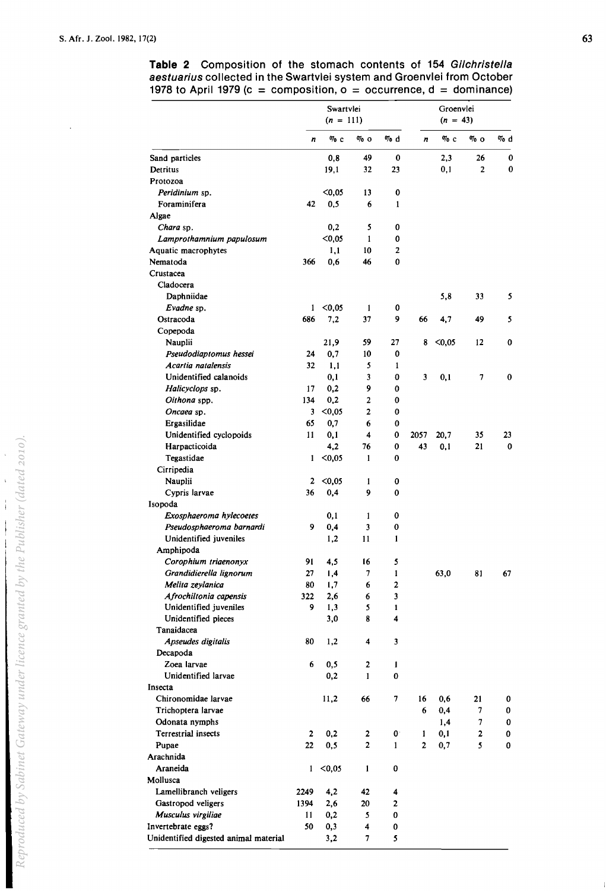**Table 2** Composition of the stomach contents of 154 *Gilchristella aestuarius* collected in the Swartvlei system and Groenvlei from October 1978 to April 1979 (c = composition, o = occurrence, d = dominance)

| | Swartvlei (*n* = 111) | | | | Groenvlei (*n* = 43) | | | |
|---|---|---|---|---|---|---|---|---|
| | *n* | % c | % o | % d | *n* | % c | % o | % d |
| Sand particles | | 0,8 | 49 | 0 | | 2,3 | 26 | 0 |
| Detritus | | 19,1 | 32 | 23 | | 0,1 | 2 | 0 |
| Protozoa | | | | | | | | |
| *Peridinium* sp. | | <0,05 | 13 | 0 | | | | |
| Foraminifera | 42 | 0,5 | 6 | 1 | | | | |
| Algae | | | | | | | | |
| *Chara* sp. | | 0,2 | 5 | 0 | | | | |
| *Lamprothamnium papulosum* | | <0,05 | 1 | 0 | | | | |
| Aquatic macrophytes | | 1,1 | 10 | 2 | | | | |
| Nematoda | 366 | 0,6 | 46 | 0 | | | | |
| Crustacea | | | | | | | | |
| Cladocera | | | | | | | | |
| Daphniidae | | | | | | 5,8 | 33 | 5 |
| *Evadne* sp. | 1 | <0,05 | 1 | 0 | | | | |
| Ostracoda | 686 | 7,2 | 37 | 9 | 66 | 4,7 | 49 | 5 |
| Copepoda | | | | | | | | |
| Nauplii | | 21,9 | 59 | 27 | 8 | <0,05 | 12 | 0 |
| *Pseudodiaptomus hessei* | 24 | 0,7 | 10 | 0 | | | | |
| *Acartia natalensis* | 32 | 1,1 | 5 | 1 | | | | |
| Unidentified calanoids | | 0,1 | 3 | 0 | 3 | 0,1 | 7 | 0 |
| *Halicyclops* sp. | 17 | 0,2 | 9 | 0 | | | | |
| *Oithona* spp. | 134 | 0,2 | 2 | 0 | | | | |
| *Oncaea* sp. | 3 | <0,05 | 2 | 0 | | | | |
| Ergasilidae | 65 | 0,7 | 6 | 0 | | | | |
| Unidentified cyclopoids | 11 | 0,1 | 4 | 0 | 2057 | 20,7 | 35 | 23 |
| Harpacticoida | | 4,2 | 76 | 0 | 43 | 0,1 | 21 | 0 |
| Tegastidae | 1 | <0,05 | 1 | 0 | | | | |
| Cirripedia | | | | | | | | |
| Nauplii | 2 | <0,05 | 1 | 0 | | | | |
| Cypris larvae | 36 | 0,4 | 9 | 0 | | | | |
| Isopoda | | | | | | | | |
| *Exosphaeroma hylecoetes* | | 0,1 | 1 | 0 | | | | |
| *Pseudosphaeroma barnardi* | 9 | 0,4 | 3 | 0 | | | | |
| Unidentified juveniles | | 1,2 | 11 | 1 | | | | |
| Amphipoda | | | | | | | | |
| *Corophium triaenonyx* | 91 | 4,5 | 16 | 5 | | | | |
| *Grandidierella lignorum* | 27 | 1,4 | 7 | 1 | | 63,0 | 81 | 67 |
| *Melita zeylanica* | 80 | 1,7 | 6 | 2 | | | | |
| *Afrochiltonia capensis* | 322 | 2,6 | 6 | 3 | | | | |
| Unidentified juveniles | 9 | 1,3 | 5 | 1 | | | | |
| Unidentified pieces | | 3,0 | 8 | 4 | | | | |
| Tanaidacea | | | | | | | | |
| *Apseudes digitalis* | 80 | 1,2 | 4 | 3 | | | | |
| Decapoda | | | | | | | | |
| Zoea larvae | 6 | 0,5 | 2 | 1 | | | | |
| Unidentified larvae | | 0,2 | 1 | 0 | | | | |
| Insecta | | | | | | | | |
| Chironomidae larvae | | 11,2 | 66 | 7 | 16 | 0,6 | 21 | 0 |
| Trichoptera larvae | | | | | 6 | 0,4 | 7 | 0 |
| Odonata nymphs | | | | | | 1,4 | 7 | 0 |
| Terrestrial insects | 2 | 0,2 | 2 | 0 | 1 | 0,1 | 2 | 0 |
| Pupae | 22 | 0,5 | 2 | 1 | 2 | 0,7 | 5 | 0 |
| Arachnida | | | | | | | | |
| Araneida | 1 | <0,05 | 1 | 0 | | | | |
| Mollusca | | | | | | | | |
| Lamellibranch veligers | 2249 | 4,2 | 42 | 4 | | | | |
| Gastropod veligers | 1394 | 2,6 | 20 | 2 | | | | |
| *Musculus virgiliae* | 11 | 0,2 | 5 | 0 | | | | |
| Invertebrate eggs? | 50 | 0,3 | 4 | 0 | | | | |
| Unidentified digested animal material | | 3,2 | 7 | 5 | | | | |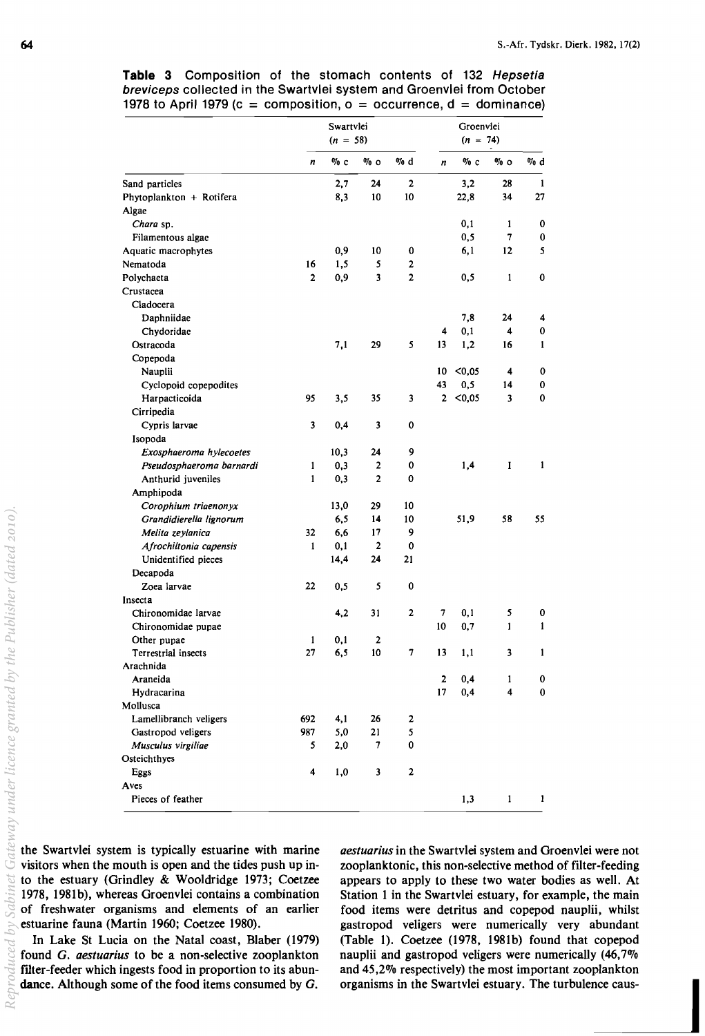**Table 3** Composition of the stomach contents of 132 *Hepsetia breviceps* collected in the Swartvlei system and Groenvlei from October 1978 to April 1979 (c = composition, o = occurrence, d = dominance)

| | Swartvlei (*n* = 58) | | | | Groenvlei (*n* = 74) | | | |
|---|---|---|---|---|---|---|---|---|
| | *n* | % c | % o | % d | *n* | % c | % o | % d |
| Sand particles | | 2,7 | 24 | 2 | | 3,2 | 28 | 1 |
| Phytoplankton + Rotifera | | 8,3 | 10 | 10 | | 22,8 | 34 | 27 |
| Algae | | | | | | | | |
| *Chara* sp. | | | | | | 0,1 | 1 | 0 |
| Filamentous algae | | | | | | 0,5 | 7 | 0 |
| Aquatic macrophytes | | 0,9 | 10 | 0 | | 6,1 | 12 | 5 |
| Nematoda | 16 | 1,5 | 5 | 2 | | | | |
| Polychaeta | 2 | 0,9 | 3 | 2 | | 0,5 | 1 | 0 |
| Crustacea | | | | | | | | |
| Cladocera | | | | | | | | |
| Daphniidae | | | | | | 7,8 | 24 | 4 |
| Chydoridae | | | | | 4 | 0,1 | 4 | 0 |
| Ostracoda | | 7,1 | 29 | 5 | 13 | 1,2 | 16 | 1 |
| Copepoda | | | | | | | | |
| Nauplii | | | | | 10 | <0,05 | 4 | 0 |
| Cyclopoid copepodites | | | | | 43 | 0,5 | 14 | 0 |
| Harpacticoida | 95 | 3,5 | 35 | 3 | 2 | <0,05 | 3 | 0 |
| Cirripedia | | | | | | | | |
| Cypris larvae | 3 | 0,4 | 3 | 0 | | | | |
| Isopoda | | | | | | | | |
| *Exosphaeroma hylecoetes* | | 10,3 | 24 | 9 | | | | |
| *Pseudosphaeroma barnardi* | 1 | 0,3 | 2 | 0 | | 1,4 | 1 | 1 |
| Anthurid juveniles | 1 | 0,3 | 2 | 0 | | | | |
| Amphipoda | | | | | | | | |
| *Corophium triaenonyx* | | 13,0 | 29 | 10 | | | | |
| *Grandidierella lignorum* | | 6,5 | 14 | 10 | | 51,9 | 58 | 55 |
| *Melita zeylanica* | 32 | 6,6 | 17 | 9 | | | | |
| *Afrochiltonia capensis* | 1 | 0,1 | 2 | 0 | | | | |
| Unidentified pieces | | 14,4 | 24 | 21 | | | | |
| Decapoda | | | | | | | | |
| Zoea larvae | 22 | 0,5 | 5 | 0 | | | | |
| Insecta | | | | | | | | |
| Chironomidae larvae | | 4,2 | 31 | 2 | 7 | 0,1 | 5 | 0 |
| Chironomidae pupae | | | | | 10 | 0,7 | 1 | 1 |
| Other pupae | 1 | 0,1 | 2 | | | | | |
| Terrestrial insects | 27 | 6,5 | 10 | 7 | 13 | 1,1 | 3 | 1 |
| Arachnida | | | | | | | | |
| Araneida | | | | | 2 | 0,4 | 1 | 0 |
| Hydracarina | | | | | 17 | 0,4 | 4 | 0 |
| Mollusca | | | | | | | | |
| Lamellibranch veligers | 692 | 4,1 | 26 | 2 | | | | |
| Gastropod veligers | 987 | 5,0 | 21 | 5 | | | | |
| *Musculus virgiliae* | 5 | 2,0 | 7 | 0 | | | | |
| Osteichthyes | | | | | | | | |
| Eggs | 4 | 1,0 | 3 | 2 | | | | |
| Aves | | | | | | | | |
| Pieces of feather | | | | | | 1,3 | 1 | 1 |

the Swartvlei system is typically estuarine with marine visitors when the mouth is open and the tides push up into the estuary (Grindley & Wooldridge 1973; Coetzee 1978, 1981b), whereas Groenvlei contains a combination of freshwater organisms and elements of an earlier estuarine fauna (Martin 1960; Coetzee 1980).

In Lake St Lucia on the Natal coast, Blaber (1979) found *G. aestuarius* to be a non-selective zooplankton filter-feeder which ingests food in proportion to its abundance. Although some of the food items consumed by *G. aestuarius* in the Swartvlei system and Groenvlei were not zooplanktonic, this non-selective method of filter-feeding appears to apply to these two water bodies as well. At Station 1 in the Swartvlei estuary, for example, the main food items were detritus and copepod nauplii, whilst gastropod veligers were numerically very abundant (Table 1). Coetzee (1978, 1981b) found that copepod nauplii and gastropod veligers were numerically (46,7% and 45,2% respectively) the most important zooplankton organisms in the Swartvlei estuary. The turbulence caus-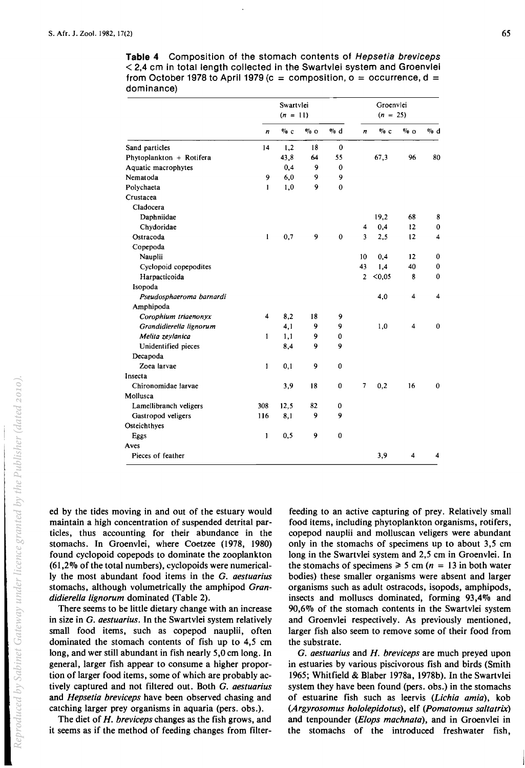**Table 4** Composition of the stomach contents of *Hepsetia breviceps* < 2,4 cm in total length collected in the Swartvlei system and Groenvlei from October 1978 to April 1979 (c = composition, o = occurrence, d = dominance)

| | Swartvlei ($n$ = 11) | | | | Groenvlei ($n$ = 25) | | | |
|---|---|---|---|---|---|---|---|---|
| | $n$ | % c | % o | % d | $n$ | % c | % o | % d |
| Sand particles | 14 | 1,2 | 18 | 0 | | | | |
| Phytoplankton + Rotifera | | 43,8 | 64 | 55 | | 67,3 | 96 | 80 |
| Aquatic macrophytes | | 0,4 | 9 | 0 | | | | |
| Nematoda | 9 | 6,0 | 9 | 9 | | | | |
| Polychaeta | 1 | 1,0 | 9 | 0 | | | | |
| Crustacea | | | | | | | | |
| Cladocera | | | | | | | | |
| Daphniidae | | | | | | 19,2 | 68 | 8 |
| Chydoridae | | | | | 4 | 0,4 | 12 | 0 |
| Ostracoda | 1 | 0,7 | 9 | 0 | 3 | 2,5 | 12 | 4 |
| Copepoda | | | | | | | | |
| Nauplii | | | | | 10 | 0,4 | 12 | 0 |
| Cyclopoid copepodites | | | | | 43 | 1,4 | 40 | 0 |
| Harpacticoida | | | | | 2 | <0,05 | 8 | 0 |
| Isopoda | | | | | | | | |
| *Pseudosphaeroma barnardi* | | | | | | 4,0 | 4 | 4 |
| Amphipoda | | | | | | | | |
| *Corophium triaenonyx* | 4 | 8,2 | 18 | 9 | | | | |
| *Grandidierella lignorum* | | 4,1 | 9 | 9 | | 1,0 | 4 | 0 |
| *Melita zeylanica* | 1 | 1,1 | 9 | 0 | | | | |
| Unidentified pieces | | 8,4 | 9 | 9 | | | | |
| Decapoda | | | | | | | | |
| Zoea larvae | 1 | 0,1 | 9 | 0 | | | | |
| Insecta | | | | | | | | |
| Chironomidae larvae | | 3,9 | 18 | 0 | 7 | 0,2 | 16 | 0 |
| Mollusca | | | | | | | | |
| Lamellibranch veligers | 308 | 12,5 | 82 | 0 | | | | |
| Gastropod veligers | 116 | 8,1 | 9 | 9 | | | | |
| Osteichthyes | | | | | | | | |
| Eggs | 1 | 0,5 | 9 | 0 | | | | |
| Aves | | | | | | | | |
| Pieces of feather | | | | | | 3,9 | 4 | 4 |

ed by the tides moving in and out of the estuary would maintain a high concentration of suspended detrital particles, thus accounting for their abundance in the stomachs. In Groenvlei, where Coetzee (1978, 1980) found cyclopoid copepods to dominate the zooplankton (61,2% of the total numbers), cyclopoids were numerically the most abundant food items in the *G. aestuarius* stomachs, although volumetrically the amphipod *Grandidierella lignorum* dominated (Table 2).

There seems to be little dietary change with an increase in size in *G. aestuarius*. In the Swartvlei system relatively small food items, such as copepod nauplii, often dominated the stomach contents of fish up to 4,5 cm long, and wer still abundant in fish nearly 5,0 cm long. In general, larger fish appear to consume a higher proportion of larger food items, some of which are probably actively captured and not filtered out. Both *G. aestuarius* and *Hepsetia breviceps* have been observed chasing and catching larger prey organisms in aquaria (pers. obs.).

The diet of *H. breviceps* changes as the fish grows, and it seems as if the method of feeding changes from filter-feeding to an active capturing of prey. Relatively small food items, including phytoplankton organisms, rotifers, copepod nauplii and molluscan veligers were abundant only in the stomachs of specimens up to about 3,5 cm long in the Swartvlei system and 2,5 cm in Groenvlei. In the stomachs of specimens ≥ 5 cm ($n$ = 13 in both water bodies) these smaller organisms were absent and larger organisms such as adult ostracods, isopods, amphipods, insects and molluscs dominated, forming 93,4% and 90,6% of the stomach contents in the Swartvlei system and Groenvlei respectively. As previously mentioned, larger fish also seem to remove some of their food from the substrate.

*G. aestuarius* and *H. breviceps* are much preyed upon in estuaries by various piscivorous fish and birds (Smith 1965; Whitfield & Blaber 1978a, 1978b). In the Swartvlei system they have been found (pers. obs.) in the stomachs of estuarine fish such as leervis (*Lichia amia*), kob (*Argyrosomus hololepidotus*), elf (*Pomatomus saltatrix*) and tenpounder (*Elops machnata*), and in Groenvlei in the stomachs of the introduced freshwater fish,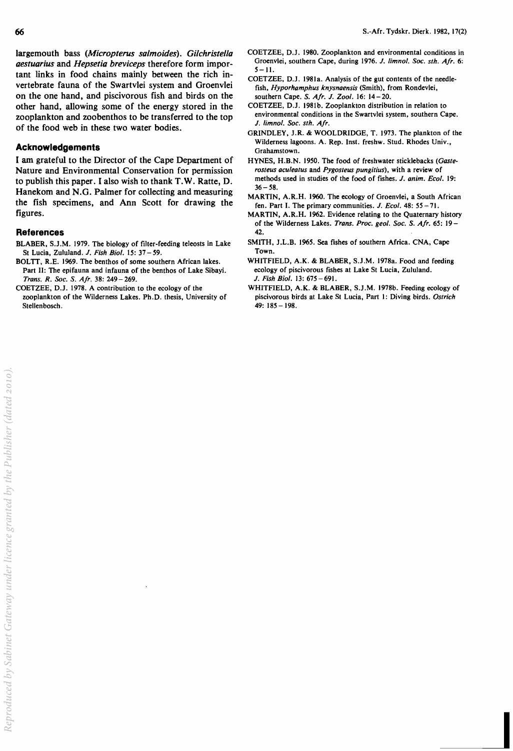largemouth bass (*Micropterus salmoides*). *Gilchristella aestuarius* and *Hepsetia breviceps* therefore form important links in food chains mainly between the rich invertebrate fauna of the Swartvlei system and Groenvlei on the one hand, and piscivorous fish and birds on the other hand, allowing some of the energy stored in the zooplankton and zoobenthos to be transferred to the top of the food web in these two water bodies.

## Acknowledgements

I am grateful to the Director of the Cape Department of Nature and Environmental Conservation for permission to publish this paper. I also wish to thank T.W. Ratte, D. Hanekom and N.G. Palmer for collecting and measuring the fish specimens, and Ann Scott for drawing the figures.

## References

BLABER, S.J.M. 1979. The biology of filter-feeding teleosts in Lake St Lucia, Zululand. *J. Fish Biol.* 15: 37 – 59.

BOLTT, R.E. 1969. The benthos of some southern African lakes. Part II: The epifauna and infauna of the benthos of Lake Sibayi. *Trans. R. Soc. S. Afr.* 38: 249 – 269.

COETZEE, D.J. 1978. A contribution to the ecology of the zooplankton of the Wilderness Lakes. Ph.D. thesis, University of Stellenbosch.

COETZEE, D.J. 1980. Zooplankton and environmental conditions in Groenvlei, southern Cape, during 1976. *J. limnol. Soc. sth. Afr.* 6: 5 – 11.

COETZEE, D.J. 1981a. Analysis of the gut contents of the needlefish, *Hyporhamphus knysnaensis* (Smith), from Rondevlei, southern Cape. *S. Afr. J. Zool.* 16: 14 – 20.

COETZEE, D.J. 1981b. Zooplankton distribution in relation to environmental conditions in the Swartvlei system, southern Cape. *J. limnol. Soc. sth. Afr.*

GRINDLEY, J.R. & WOOLDRIDGE, T. 1973. The plankton of the Wilderness lagoons. A. Rep. Inst. freshw. Stud. Rhodes Univ., Grahamstown.

HYNES, H.B.N. 1950. The food of freshwater sticklebacks (*Gasterosteus aculeatus* and *Pygosteus pungitius*), with a review of methods used in studies of the food of fishes. *J. anim. Ecol.* 19: 36 – 58.

MARTIN, A.R.H. 1960. The ecology of Groenvlei, a South African fen. Part I. The primary communities. *J. Ecol.* 48: 55 – 71.

MARTIN, A.R.H. 1962. Evidence relating to the Quaternary history of the Wilderness Lakes. *Trans. Proc. geol. Soc. S. Afr.* 65: 19 – 42.

SMITH, J.L.B. 1965. Sea fishes of southern Africa. CNA, Cape Town.

WHITFIELD, A.K. & BLABER, S.J.M. 1978a. Food and feeding ecology of piscivorous fishes at Lake St Lucia, Zululand. *J. Fish Biol.* 13: 675 – 691.

WHITFIELD, A.K. & BLABER, S.J.M. 1978b. Feeding ecology of piscivorous birds at Lake St Lucia, Part 1: Diving birds. *Ostrich* 49: 185 – 198.